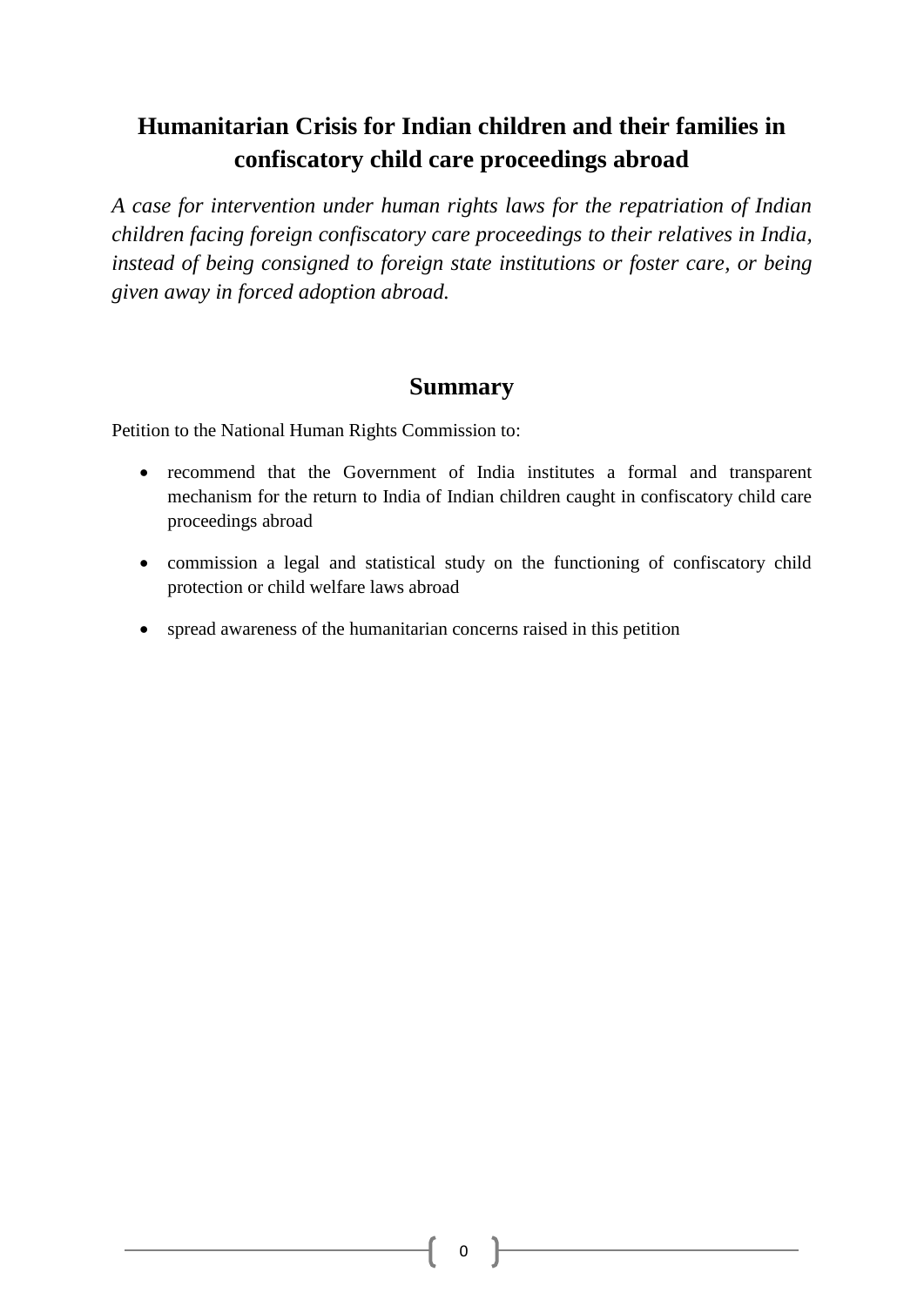# Humanitarian Crisis for Indian children and their families in confiscatory child care proceedings abroad

*A case for intervention under human rights laws for the repatriation of Indian children facing foreign confiscatory care proceedings to their relatives in India, instead of being consigned to foreign state institutions or foster care, or being given away in forced adoption abroad.*

## Summary

Petition to the National Human Rights Commission to:

- recommend that the Government of India institutes a formal and transparent mechanism for the return to India of Indian children caught in confiscatory child care proceedings abroad
- commission a legal and statistical study on the functioning of confiscatory child protection or child welfare laws abroad
- spread awareness of the humanitarian concerns raised in this petition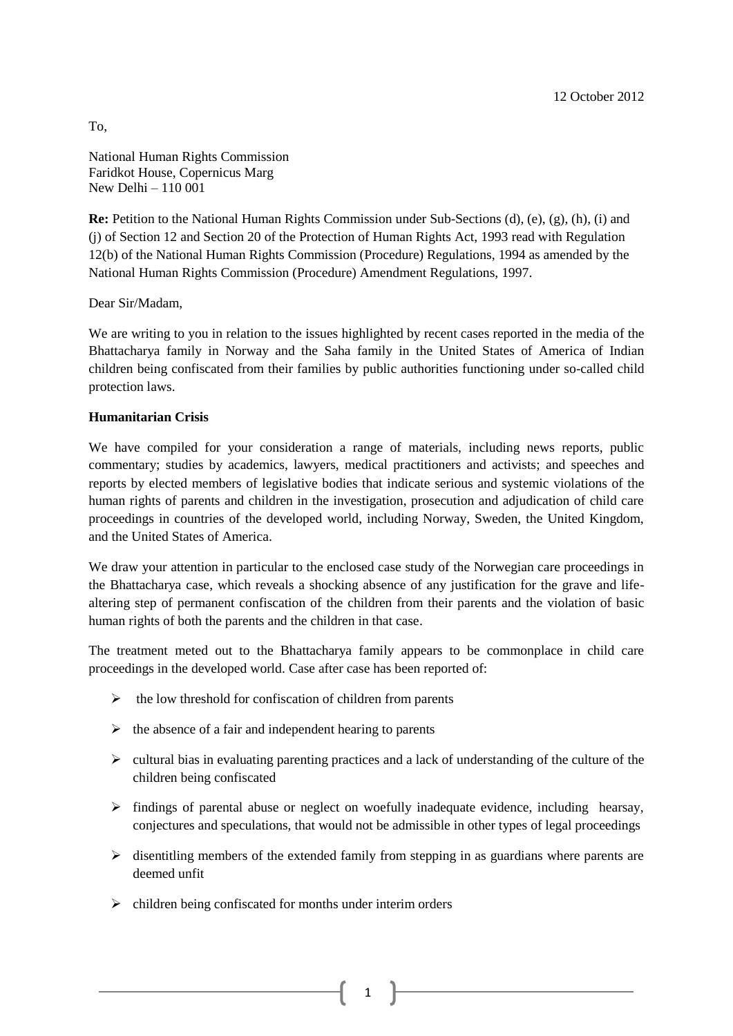12 October 2012

To,

National Human Rights Commission
Faridkot House, Copernicus Marg
New Delhi – 110 001

**Re:** Petition to the National Human Rights Commission under Sub-Sections (d), (e), (g), (h), (i) and (j) of Section 12 and Section 20 of the Protection of Human Rights Act, 1993 read with Regulation 12(b) of the National Human Rights Commission (Procedure) Regulations, 1994 as amended by the National Human Rights Commission (Procedure) Amendment Regulations, 1997.

Dear Sir/Madam,

We are writing to you in relation to the issues highlighted by recent cases reported in the media of the Bhattacharya family in Norway and the Saha family in the United States of America of Indian children being confiscated from their families by public authorities functioning under so-called child protection laws.

**Humanitarian Crisis**

We have compiled for your consideration a range of materials, including news reports, public commentary; studies by academics, lawyers, medical practitioners and activists; and speeches and reports by elected members of legislative bodies that indicate serious and systemic violations of the human rights of parents and children in the investigation, prosecution and adjudication of child care proceedings in countries of the developed world, including Norway, Sweden, the United Kingdom, and the United States of America.

We draw your attention in particular to the enclosed case study of the Norwegian care proceedings in the Bhattacharya case, which reveals a shocking absence of any justification for the grave and life-altering step of permanent confiscation of the children from their parents and the violation of basic human rights of both the parents and the children in that case.

The treatment meted out to the Bhattacharya family appears to be commonplace in child care proceedings in the developed world. Case after case has been reported of:

- the low threshold for confiscation of children from parents
- the absence of a fair and independent hearing to parents
- cultural bias in evaluating parenting practices and a lack of understanding of the culture of the children being confiscated
- findings of parental abuse or neglect on woefully inadequate evidence, including hearsay, conjectures and speculations, that would not be admissible in other types of legal proceedings
- disentitling members of the extended family from stepping in as guardians where parents are deemed unfit
- children being confiscated for months under interim orders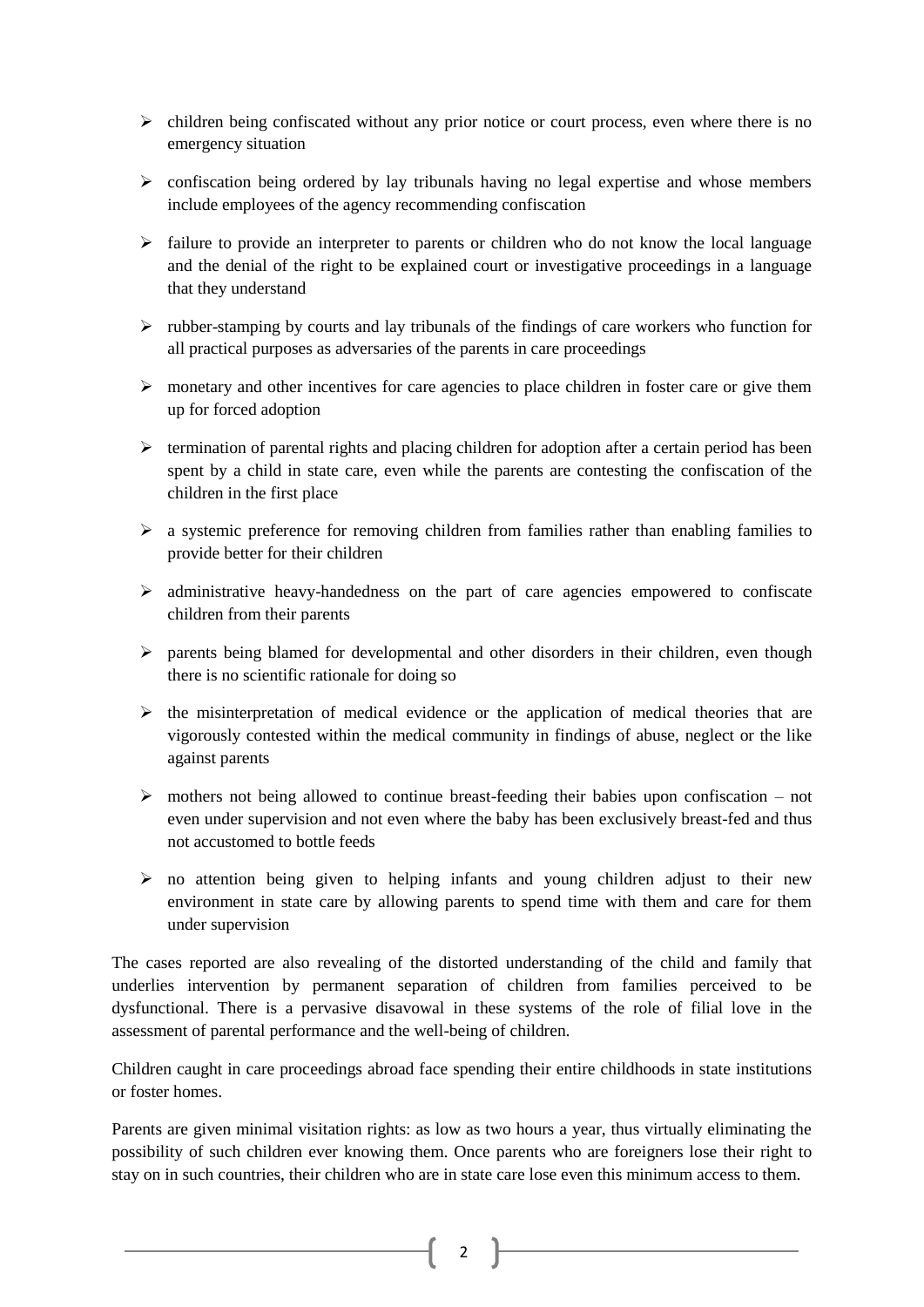- children being confiscated without any prior notice or court process, even where there is no emergency situation
- confiscation being ordered by lay tribunals having no legal expertise and whose members include employees of the agency recommending confiscation
- failure to provide an interpreter to parents or children who do not know the local language and the denial of the right to be explained court or investigative proceedings in a language that they understand
- rubber-stamping by courts and lay tribunals of the findings of care workers who function for all practical purposes as adversaries of the parents in care proceedings
- monetary and other incentives for care agencies to place children in foster care or give them up for forced adoption
- termination of parental rights and placing children for adoption after a certain period has been spent by a child in state care, even while the parents are contesting the confiscation of the children in the first place
- a systemic preference for removing children from families rather than enabling families to provide better for their children
- administrative heavy-handedness on the part of care agencies empowered to confiscate children from their parents
- parents being blamed for developmental and other disorders in their children, even though there is no scientific rationale for doing so
- the misinterpretation of medical evidence or the application of medical theories that are vigorously contested within the medical community in findings of abuse, neglect or the like against parents
- mothers not being allowed to continue breast-feeding their babies upon confiscation – not even under supervision and not even where the baby has been exclusively breast-fed and thus not accustomed to bottle feeds
- no attention being given to helping infants and young children adjust to their new environment in state care by allowing parents to spend time with them and care for them under supervision

The cases reported are also revealing of the distorted understanding of the child and family that underlies intervention by permanent separation of children from families perceived to be dysfunctional. There is a pervasive disavowal in these systems of the role of filial love in the assessment of parental performance and the well-being of children.

Children caught in care proceedings abroad face spending their entire childhoods in state institutions or foster homes.

Parents are given minimal visitation rights: as low as two hours a year, thus virtually eliminating the possibility of such children ever knowing them. Once parents who are foreigners lose their right to stay on in such countries, their children who are in state care lose even this minimum access to them.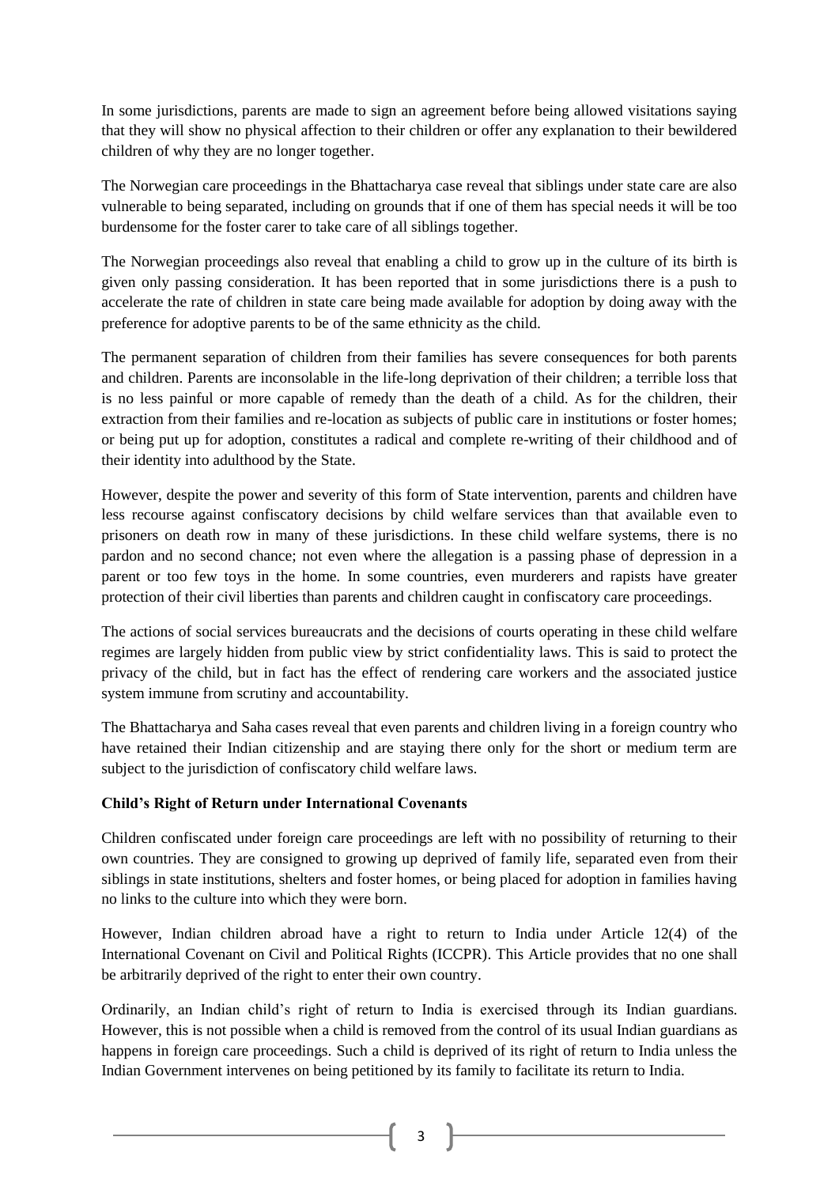In some jurisdictions, parents are made to sign an agreement before being allowed visitations saying that they will show no physical affection to their children or offer any explanation to their bewildered children of why they are no longer together.

The Norwegian care proceedings in the Bhattacharya case reveal that siblings under state care are also vulnerable to being separated, including on grounds that if one of them has special needs it will be too burdensome for the foster carer to take care of all siblings together.

The Norwegian proceedings also reveal that enabling a child to grow up in the culture of its birth is given only passing consideration. It has been reported that in some jurisdictions there is a push to accelerate the rate of children in state care being made available for adoption by doing away with the preference for adoptive parents to be of the same ethnicity as the child.

The permanent separation of children from their families has severe consequences for both parents and children. Parents are inconsolable in the life-long deprivation of their children; a terrible loss that is no less painful or more capable of remedy than the death of a child. As for the children, their extraction from their families and re-location as subjects of public care in institutions or foster homes; or being put up for adoption, constitutes a radical and complete re-writing of their childhood and of their identity into adulthood by the State.

However, despite the power and severity of this form of State intervention, parents and children have less recourse against confiscatory decisions by child welfare services than that available even to prisoners on death row in many of these jurisdictions. In these child welfare systems, there is no pardon and no second chance; not even where the allegation is a passing phase of depression in a parent or too few toys in the home. In some countries, even murderers and rapists have greater protection of their civil liberties than parents and children caught in confiscatory care proceedings.

The actions of social services bureaucrats and the decisions of courts operating in these child welfare regimes are largely hidden from public view by strict confidentiality laws. This is said to protect the privacy of the child, but in fact has the effect of rendering care workers and the associated justice system immune from scrutiny and accountability.

The Bhattacharya and Saha cases reveal that even parents and children living in a foreign country who have retained their Indian citizenship and are staying there only for the short or medium term are subject to the jurisdiction of confiscatory child welfare laws.

**Child's Right of Return under International Covenants**

Children confiscated under foreign care proceedings are left with no possibility of returning to their own countries. They are consigned to growing up deprived of family life, separated even from their siblings in state institutions, shelters and foster homes, or being placed for adoption in families having no links to the culture into which they were born.

However, Indian children abroad have a right to return to India under Article 12(4) of the International Covenant on Civil and Political Rights (ICCPR). This Article provides that no one shall be arbitrarily deprived of the right to enter their own country.

Ordinarily, an Indian child's right of return to India is exercised through its Indian guardians. However, this is not possible when a child is removed from the control of its usual Indian guardians as happens in foreign care proceedings. Such a child is deprived of its right of return to India unless the Indian Government intervenes on being petitioned by its family to facilitate its return to India.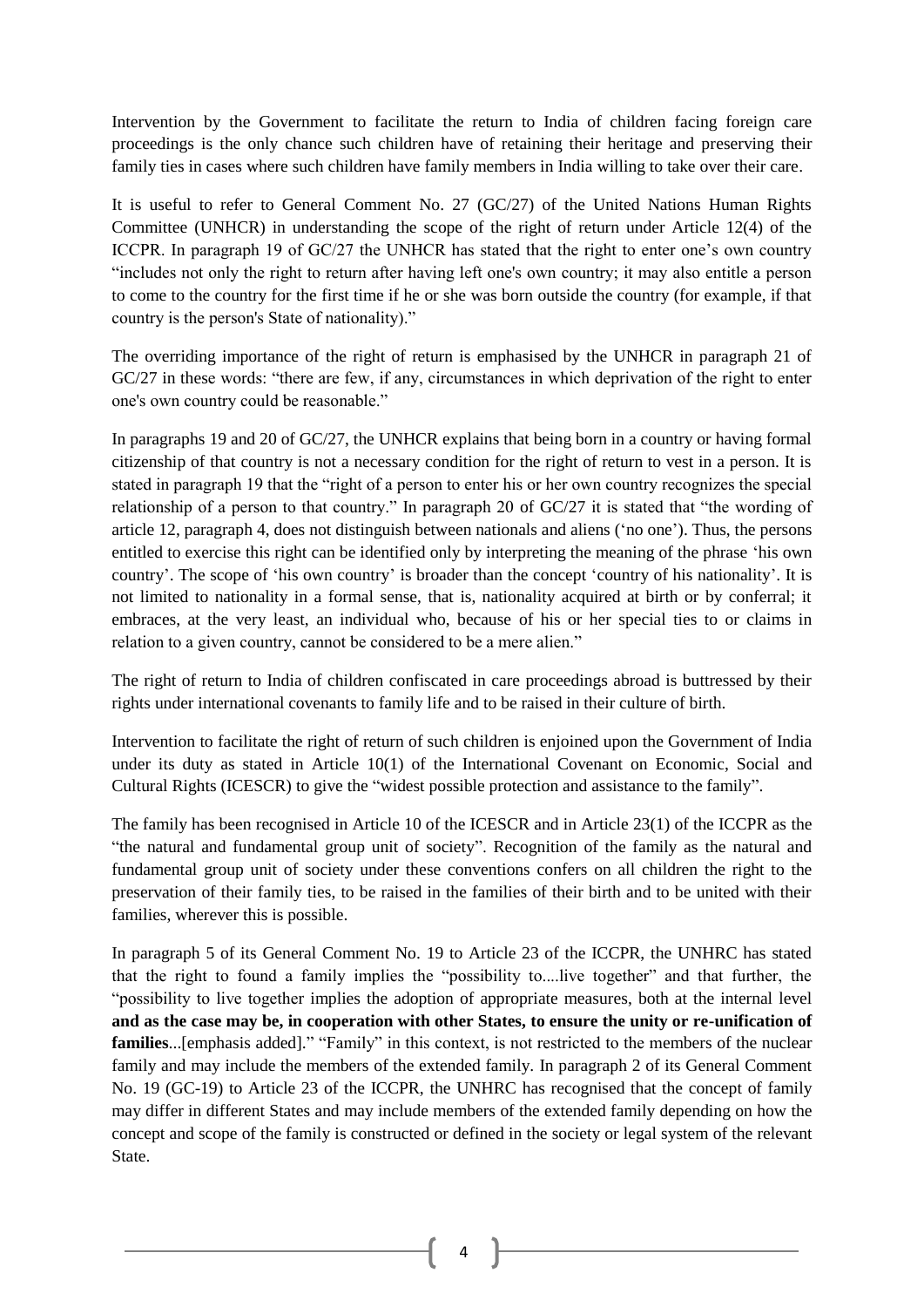Intervention by the Government to facilitate the return to India of children facing foreign care proceedings is the only chance such children have of retaining their heritage and preserving their family ties in cases where such children have family members in India willing to take over their care.

It is useful to refer to General Comment No. 27 (GC/27) of the United Nations Human Rights Committee (UNHCR) in understanding the scope of the right of return under Article 12(4) of the ICCPR. In paragraph 19 of GC/27 the UNHCR has stated that the right to enter one's own country "includes not only the right to return after having left one's own country; it may also entitle a person to come to the country for the first time if he or she was born outside the country (for example, if that country is the person's State of nationality)."

The overriding importance of the right of return is emphasised by the UNHCR in paragraph 21 of GC/27 in these words: "there are few, if any, circumstances in which deprivation of the right to enter one's own country could be reasonable."

In paragraphs 19 and 20 of GC/27, the UNHCR explains that being born in a country or having formal citizenship of that country is not a necessary condition for the right of return to vest in a person. It is stated in paragraph 19 that the "right of a person to enter his or her own country recognizes the special relationship of a person to that country." In paragraph 20 of GC/27 it is stated that "the wording of article 12, paragraph 4, does not distinguish between nationals and aliens ('no one'). Thus, the persons entitled to exercise this right can be identified only by interpreting the meaning of the phrase 'his own country'. The scope of 'his own country' is broader than the concept 'country of his nationality'. It is not limited to nationality in a formal sense, that is, nationality acquired at birth or by conferral; it embraces, at the very least, an individual who, because of his or her special ties to or claims in relation to a given country, cannot be considered to be a mere alien."

The right of return to India of children confiscated in care proceedings abroad is buttressed by their rights under international covenants to family life and to be raised in their culture of birth.

Intervention to facilitate the right of return of such children is enjoined upon the Government of India under its duty as stated in Article 10(1) of the International Covenant on Economic, Social and Cultural Rights (ICESCR) to give the "widest possible protection and assistance to the family".

The family has been recognised in Article 10 of the ICESCR and in Article 23(1) of the ICCPR as the "the natural and fundamental group unit of society". Recognition of the family as the natural and fundamental group unit of society under these conventions confers on all children the right to the preservation of their family ties, to be raised in the families of their birth and to be united with their families, wherever this is possible.

In paragraph 5 of its General Comment No. 19 to Article 23 of the ICCPR, the UNHRC has stated that the right to found a family implies the "possibility to....live together" and that further, the "possibility to live together implies the adoption of appropriate measures, both at the internal level **and as the case may be, in cooperation with other States, to ensure the unity or re-unification of families**...[emphasis added]." "Family" in this context, is not restricted to the members of the nuclear family and may include the members of the extended family. In paragraph 2 of its General Comment No. 19 (GC-19) to Article 23 of the ICCPR, the UNHRC has recognised that the concept of family may differ in different States and may include members of the extended family depending on how the concept and scope of the family is constructed or defined in the society or legal system of the relevant State.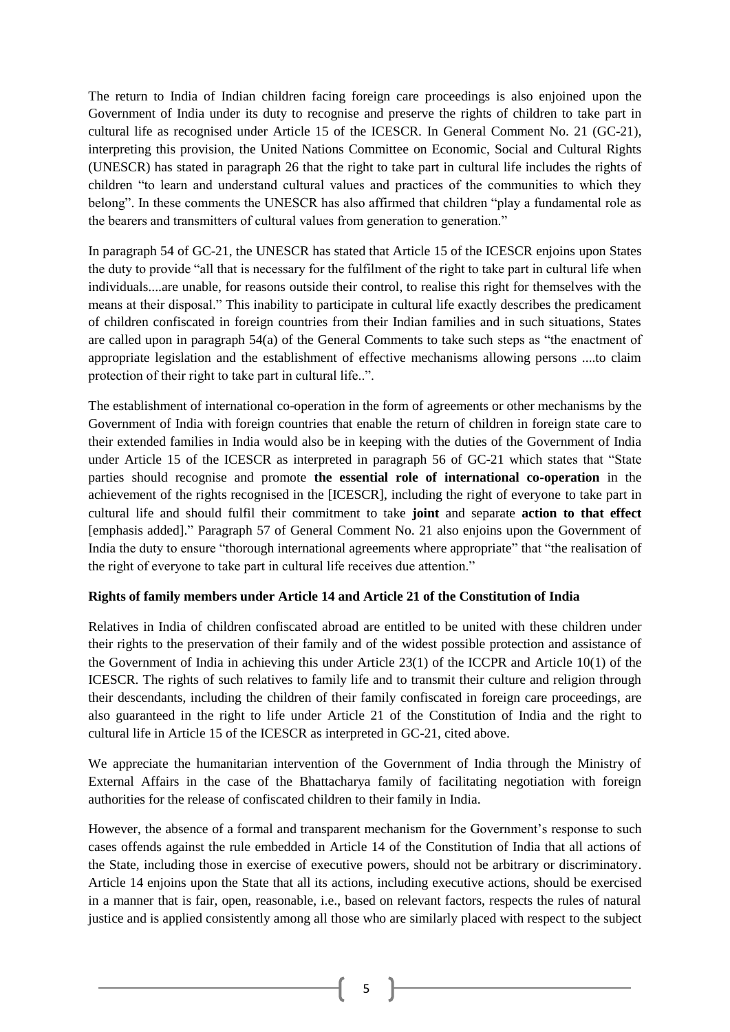The return to India of Indian children facing foreign care proceedings is also enjoined upon the Government of India under its duty to recognise and preserve the rights of children to take part in cultural life as recognised under Article 15 of the ICESCR. In General Comment No. 21 (GC-21), interpreting this provision, the United Nations Committee on Economic, Social and Cultural Rights (UNESCR) has stated in paragraph 26 that the right to take part in cultural life includes the rights of children "to learn and understand cultural values and practices of the communities to which they belong". In these comments the UNESCR has also affirmed that children "play a fundamental role as the bearers and transmitters of cultural values from generation to generation."

In paragraph 54 of GC-21, the UNESCR has stated that Article 15 of the ICESCR enjoins upon States the duty to provide "all that is necessary for the fulfilment of the right to take part in cultural life when individuals....are unable, for reasons outside their control, to realise this right for themselves with the means at their disposal." This inability to participate in cultural life exactly describes the predicament of children confiscated in foreign countries from their Indian families and in such situations, States are called upon in paragraph 54(a) of the General Comments to take such steps as "the enactment of appropriate legislation and the establishment of effective mechanisms allowing persons ....to claim protection of their right to take part in cultural life..".

The establishment of international co-operation in the form of agreements or other mechanisms by the Government of India with foreign countries that enable the return of children in foreign state care to their extended families in India would also be in keeping with the duties of the Government of India under Article 15 of the ICESCR as interpreted in paragraph 56 of GC-21 which states that "State parties should recognise and promote **the essential role of international co-operation** in the achievement of the rights recognised in the [ICESCR], including the right of everyone to take part in cultural life and should fulfil their commitment to take **joint** and separate **action to that effect** [emphasis added]." Paragraph 57 of General Comment No. 21 also enjoins upon the Government of India the duty to ensure "thorough international agreements where appropriate" that "the realisation of the right of everyone to take part in cultural life receives due attention."

**Rights of family members under Article 14 and Article 21 of the Constitution of India**

Relatives in India of children confiscated abroad are entitled to be united with these children under their rights to the preservation of their family and of the widest possible protection and assistance of the Government of India in achieving this under Article 23(1) of the ICCPR and Article 10(1) of the ICESCR. The rights of such relatives to family life and to transmit their culture and religion through their descendants, including the children of their family confiscated in foreign care proceedings, are also guaranteed in the right to life under Article 21 of the Constitution of India and the right to cultural life in Article 15 of the ICESCR as interpreted in GC-21, cited above.

We appreciate the humanitarian intervention of the Government of India through the Ministry of External Affairs in the case of the Bhattacharya family of facilitating negotiation with foreign authorities for the release of confiscated children to their family in India.

However, the absence of a formal and transparent mechanism for the Government's response to such cases offends against the rule embedded in Article 14 of the Constitution of India that all actions of the State, including those in exercise of executive powers, should not be arbitrary or discriminatory. Article 14 enjoins upon the State that all its actions, including executive actions, should be exercised in a manner that is fair, open, reasonable, i.e., based on relevant factors, respects the rules of natural justice and is applied consistently among all those who are similarly placed with respect to the subject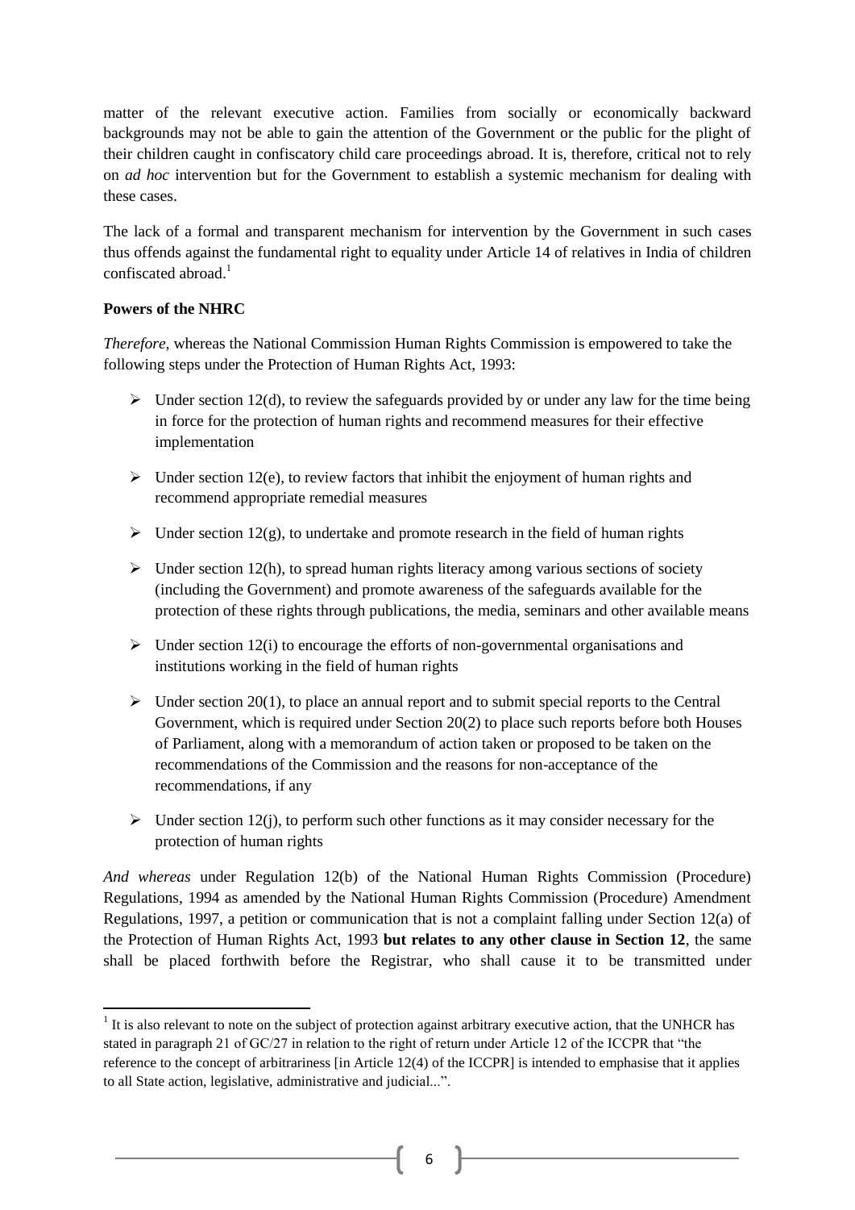matter of the relevant executive action. Families from socially or economically backward backgrounds may not be able to gain the attention of the Government or the public for the plight of their children caught in confiscatory child care proceedings abroad. It is, therefore, critical not to rely on *ad hoc* intervention but for the Government to establish a systemic mechanism for dealing with these cases.

The lack of a formal and transparent mechanism for intervention by the Government in such cases thus offends against the fundamental right to equality under Article 14 of relatives in India of children confiscated abroad.[1]

**Powers of the NHRC**

*Therefore*, whereas the National Commission Human Rights Commission is empowered to take the following steps under the Protection of Human Rights Act, 1993:

- Under section 12(d), to review the safeguards provided by or under any law for the time being in force for the protection of human rights and recommend measures for their effective implementation
- Under section 12(e), to review factors that inhibit the enjoyment of human rights and recommend appropriate remedial measures
- Under section 12(g), to undertake and promote research in the field of human rights
- Under section 12(h), to spread human rights literacy among various sections of society (including the Government) and promote awareness of the safeguards available for the protection of these rights through publications, the media, seminars and other available means
- Under section 12(i) to encourage the efforts of non-governmental organisations and institutions working in the field of human rights
- Under section 20(1), to place an annual report and to submit special reports to the Central Government, which is required under Section 20(2) to place such reports before both Houses of Parliament, along with a memorandum of action taken or proposed to be taken on the recommendations of the Commission and the reasons for non-acceptance of the recommendations, if any
- Under section 12(j), to perform such other functions as it may consider necessary for the protection of human rights

*And whereas* under Regulation 12(b) of the National Human Rights Commission (Procedure) Regulations, 1994 as amended by the National Human Rights Commission (Procedure) Amendment Regulations, 1997, a petition or communication that is not a complaint falling under Section 12(a) of the Protection of Human Rights Act, 1993 **but relates to any other clause in Section 12**, the same shall be placed forthwith before the Registrar, who shall cause it to be transmitted under

---

[1] It is also relevant to note on the subject of protection against arbitrary executive action, that the UNHCR has stated in paragraph 21 of GC/27 in relation to the right of return under Article 12 of the ICCPR that "the reference to the concept of arbitrariness [in Article 12(4) of the ICCPR] is intended to emphasise that it applies to all State action, legislative, administrative and judicial...".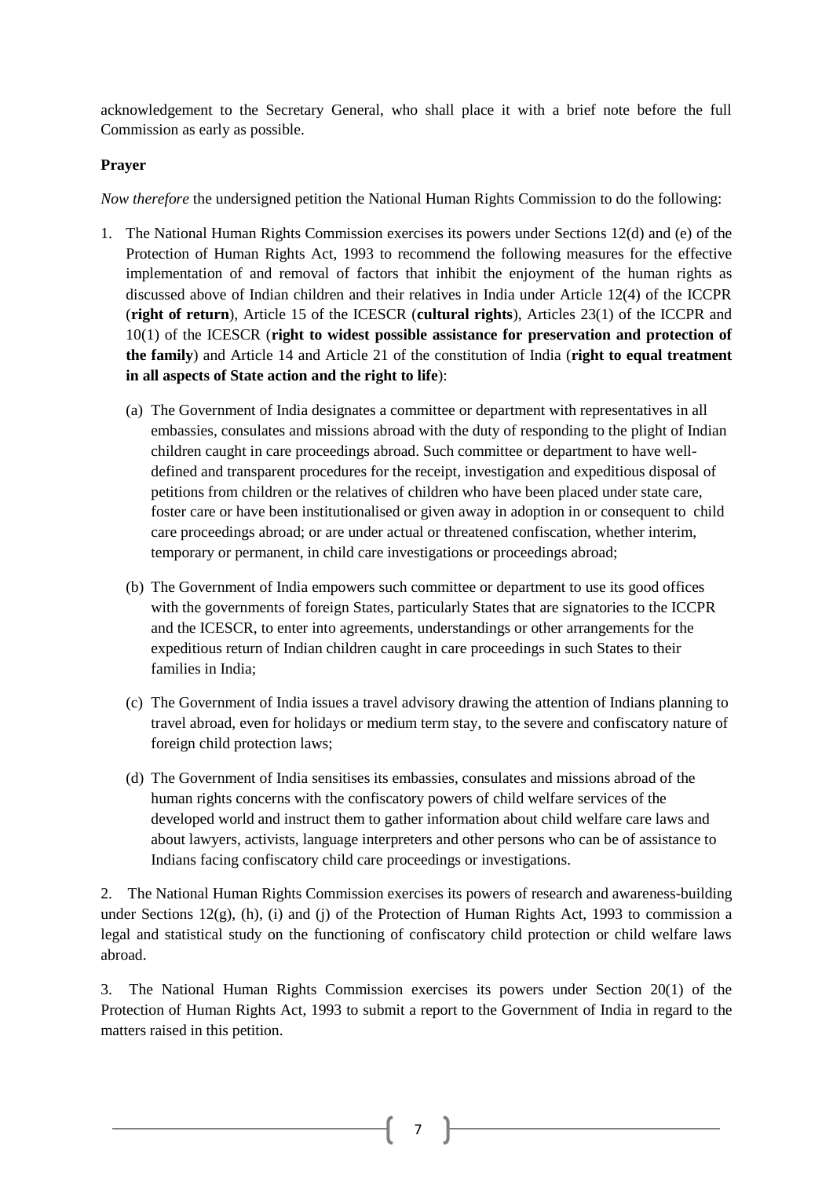acknowledgement to the Secretary General, who shall place it with a brief note before the full Commission as early as possible.

**Prayer**

*Now therefore* the undersigned petition the National Human Rights Commission to do the following:

1. The National Human Rights Commission exercises its powers under Sections 12(d) and (e) of the Protection of Human Rights Act, 1993 to recommend the following measures for the effective implementation of and removal of factors that inhibit the enjoyment of the human rights as discussed above of Indian children and their relatives in India under Article 12(4) of the ICCPR (**right of return**), Article 15 of the ICESCR (**cultural rights**), Articles 23(1) of the ICCPR and 10(1) of the ICESCR (**right to widest possible assistance for preservation and protection of the family**) and Article 14 and Article 21 of the constitution of India (**right to equal treatment in all aspects of State action and the right to life**):

   (a) The Government of India designates a committee or department with representatives in all embassies, consulates and missions abroad with the duty of responding to the plight of Indian children caught in care proceedings abroad. Such committee or department to have well-defined and transparent procedures for the receipt, investigation and expeditious disposal of petitions from children or the relatives of children who have been placed under state care, foster care or have been institutionalised or given away in adoption in or consequent to child care proceedings abroad; or are under actual or threatened confiscation, whether interim, temporary or permanent, in child care investigations or proceedings abroad;

   (b) The Government of India empowers such committee or department to use its good offices with the governments of foreign States, particularly States that are signatories to the ICCPR and the ICESCR, to enter into agreements, understandings or other arrangements for the expeditious return of Indian children caught in care proceedings in such States to their families in India;

   (c) The Government of India issues a travel advisory drawing the attention of Indians planning to travel abroad, even for holidays or medium term stay, to the severe and confiscatory nature of foreign child protection laws;

   (d) The Government of India sensitises its embassies, consulates and missions abroad of the human rights concerns with the confiscatory powers of child welfare services of the developed world and instruct them to gather information about child welfare care laws and about lawyers, activists, language interpreters and other persons who can be of assistance to Indians facing confiscatory child care proceedings or investigations.

2. The National Human Rights Commission exercises its powers of research and awareness-building under Sections 12(g), (h), (i) and (j) of the Protection of Human Rights Act, 1993 to commission a legal and statistical study on the functioning of confiscatory child protection or child welfare laws abroad.

3. The National Human Rights Commission exercises its powers under Section 20(1) of the Protection of Human Rights Act, 1993 to submit a report to the Government of India in regard to the matters raised in this petition.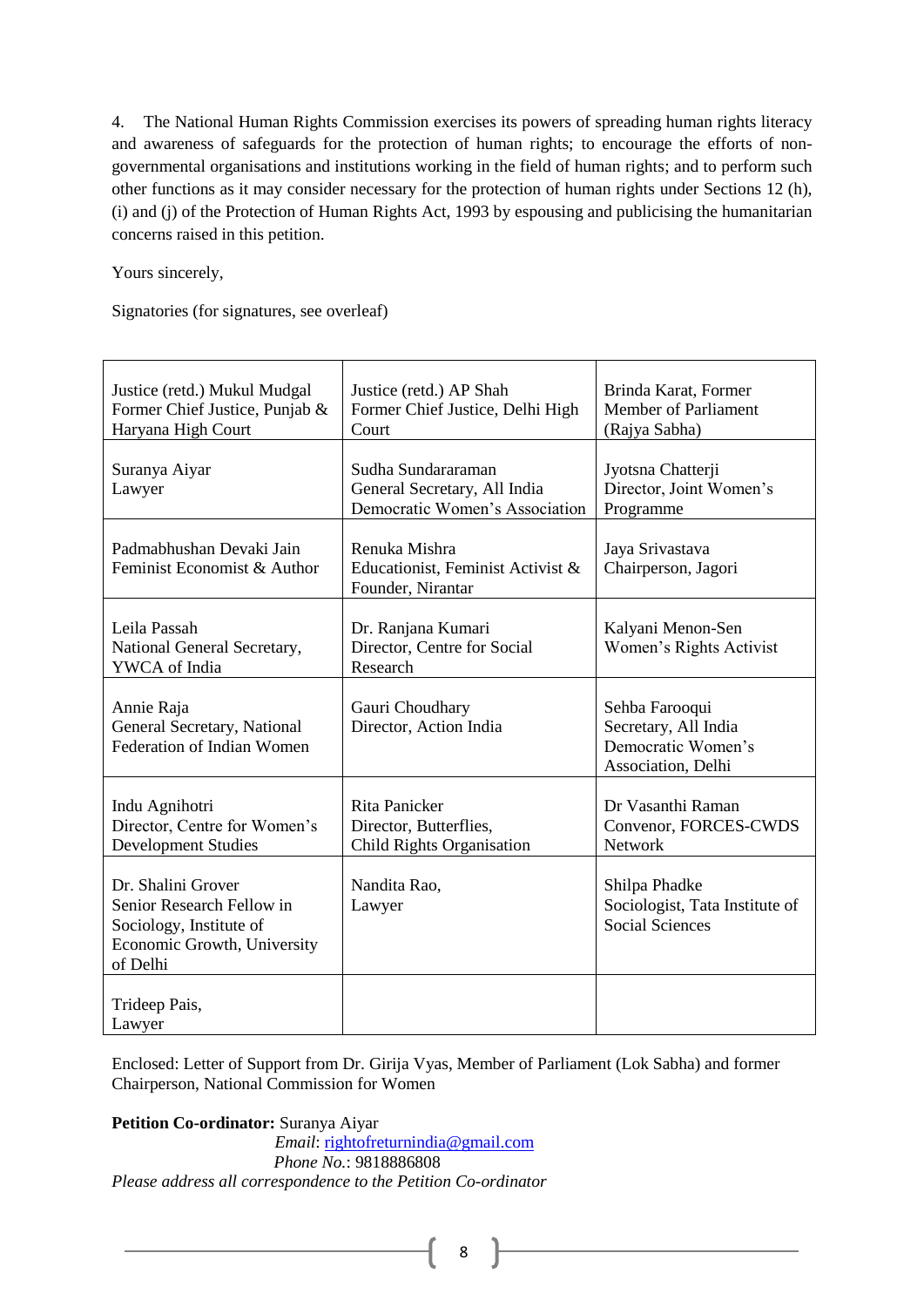4. The National Human Rights Commission exercises its powers of spreading human rights literacy and awareness of safeguards for the protection of human rights; to encourage the efforts of non-governmental organisations and institutions working in the field of human rights; and to perform such other functions as it may consider necessary for the protection of human rights under Sections 12 (h), (i) and (j) of the Protection of Human Rights Act, 1993 by espousing and publicising the humanitarian concerns raised in this petition.

Yours sincerely,

Signatories (for signatures, see overleaf)

| | | |
|---|---|---|
| Justice (retd.) Mukul Mudgal<br>Former Chief Justice, Punjab & Haryana High Court | Justice (retd.) AP Shah<br>Former Chief Justice, Delhi High Court | Brinda Karat, Former Member of Parliament (Rajya Sabha) |
| Suranya Aiyar<br>Lawyer | Sudha Sundararaman<br>General Secretary, All India Democratic Women's Association | Jyotsna Chatterji<br>Director, Joint Women's Programme |
| Padmabhushan Devaki Jain<br>Feminist Economist & Author | Renuka Mishra<br>Educationist, Feminist Activist & Founder, Nirantar | Jaya Srivastava<br>Chairperson, Jagori |
| Leila Passah<br>National General Secretary, YWCA of India | Dr. Ranjana Kumari<br>Director, Centre for Social Research | Kalyani Menon-Sen<br>Women's Rights Activist |
| Annie Raja<br>General Secretary, National Federation of Indian Women | Gauri Choudhary<br>Director, Action India | Sehba Farooqui<br>Secretary, All India Democratic Women's Association, Delhi |
| Indu Agnihotri<br>Director, Centre for Women's Development Studies | Rita Panicker<br>Director, Butterflies, Child Rights Organisation | Dr Vasanthi Raman<br>Convenor, FORCES-CWDS Network |
| Dr. Shalini Grover<br>Senior Research Fellow in Sociology, Institute of Economic Growth, University of Delhi | Nandita Rao,<br>Lawyer | Shilpa Phadke<br>Sociologist, Tata Institute of Social Sciences |
| Trideep Pais,<br>Lawyer | | |

Enclosed: Letter of Support from Dr. Girija Vyas, Member of Parliament (Lok Sabha) and former Chairperson, National Commission for Women

**Petition Co-ordinator:** Suranya Aiyar
*Email*: rightofreturnindia@gmail.com
*Phone No.*: 9818886808
*Please address all correspondence to the Petition Co-ordinator*